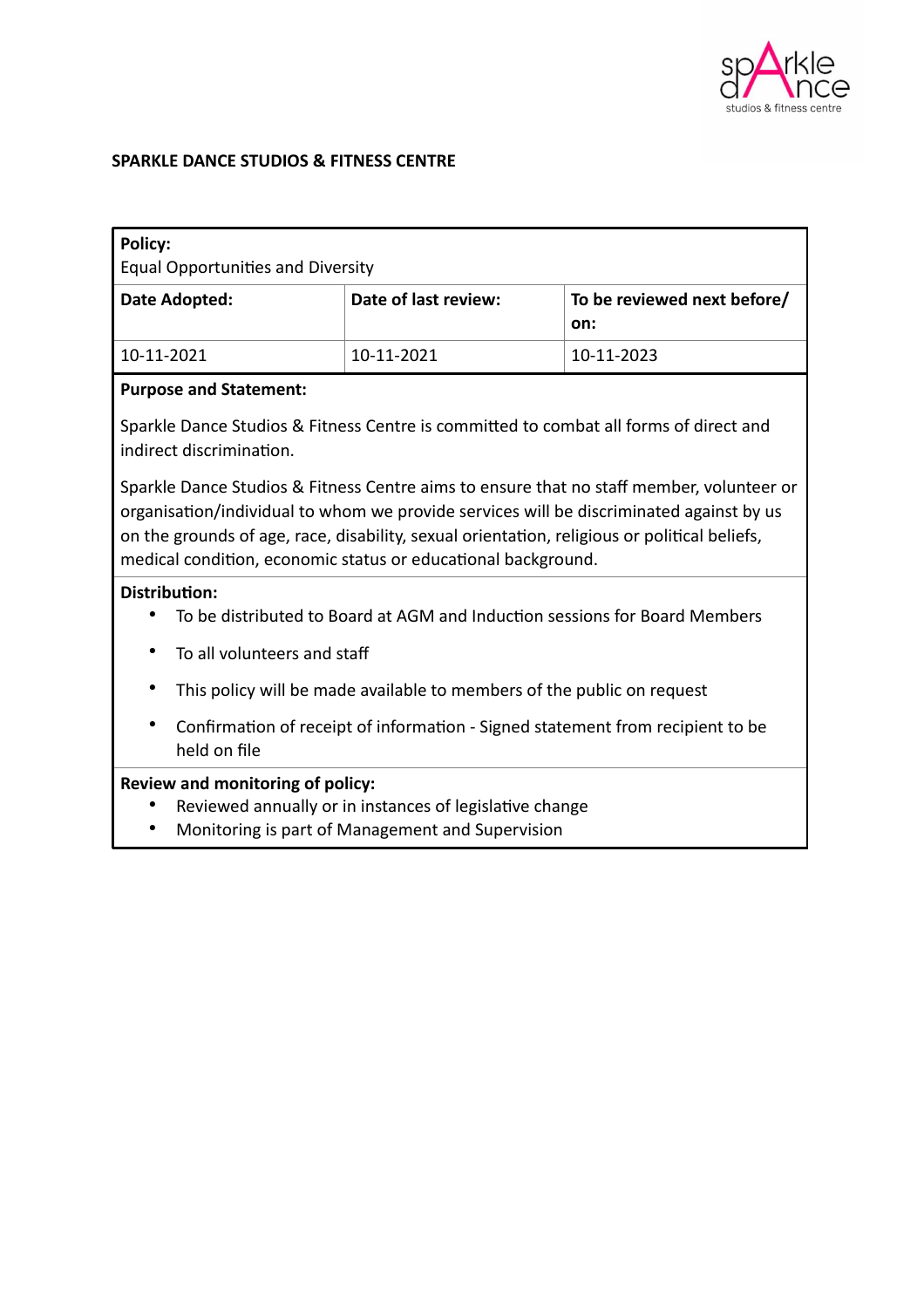**SPARKLE DANCE STUDIOS & FITNESS CENTRE**

| **Policy:**<br>Equal Opportunities and Diversity | | |
|---|---|---|
| **Date Adopted:** | **Date of last review:** | **To be reviewed next before/ on:** |
| 10-11-2021 | 10-11-2021 | 10-11-2023 |

**Purpose and Statement:**

Sparkle Dance Studios & Fitness Centre is committed to combat all forms of direct and indirect discrimination.

Sparkle Dance Studios & Fitness Centre aims to ensure that no staff member, volunteer or organisation/individual to whom we provide services will be discriminated against by us on the grounds of age, race, disability, sexual orientation, religious or political beliefs, medical condition, economic status or educational background.

**Distribution:**

- To be distributed to Board at AGM and Induction sessions for Board Members
- To all volunteers and staff
- This policy will be made available to members of the public on request
- Confirmation of receipt of information - Signed statement from recipient to be held on file

**Review and monitoring of policy:**

- Reviewed annually or in instances of legislative change
- Monitoring is part of Management and Supervision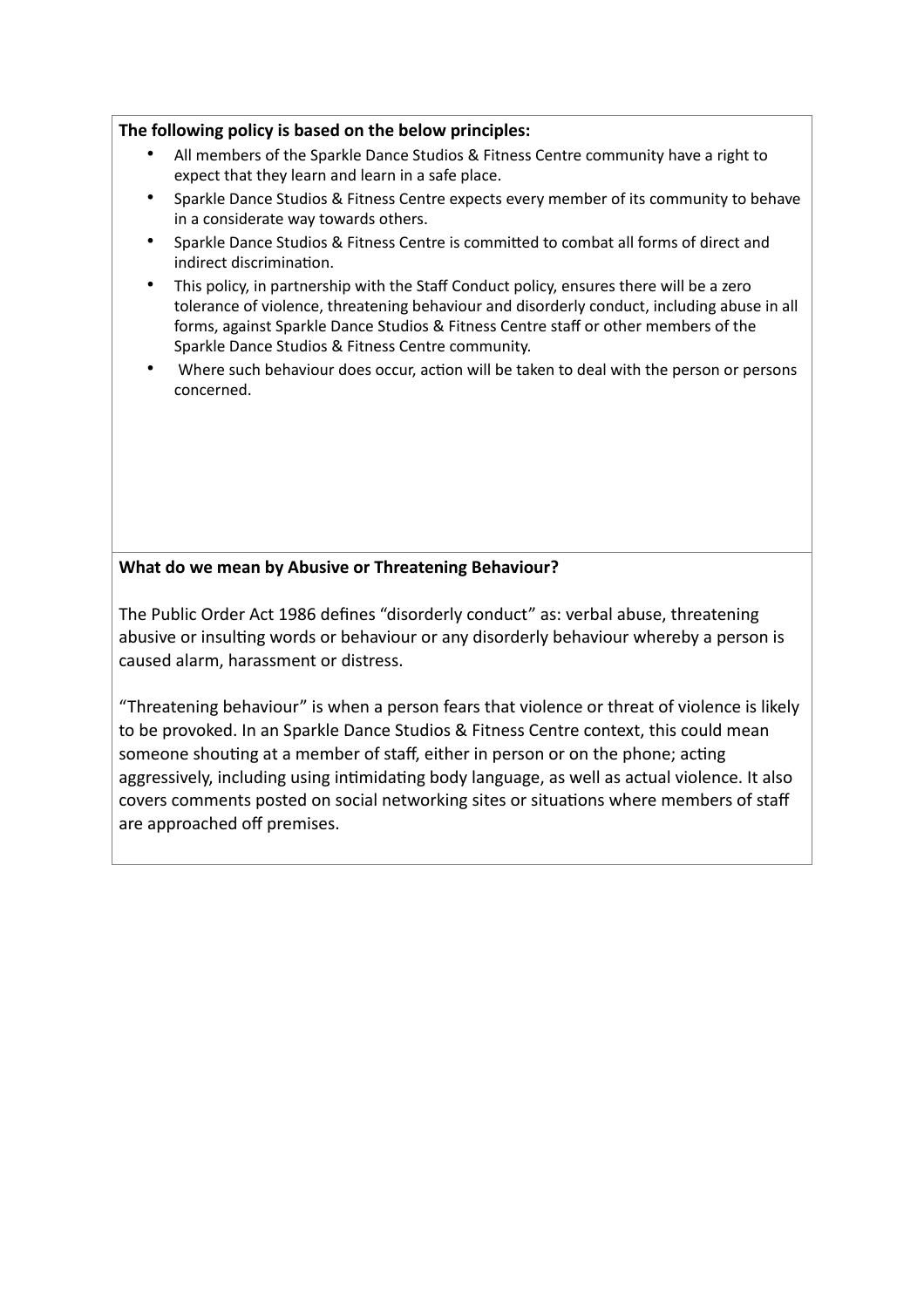**The following policy is based on the below principles:**

- All members of the Sparkle Dance Studios & Fitness Centre community have a right to expect that they learn and learn in a safe place.
- Sparkle Dance Studios & Fitness Centre expects every member of its community to behave in a considerate way towards others.
- Sparkle Dance Studios & Fitness Centre is committed to combat all forms of direct and indirect discrimination.
- This policy, in partnership with the Staff Conduct policy, ensures there will be a zero tolerance of violence, threatening behaviour and disorderly conduct, including abuse in all forms, against Sparkle Dance Studios & Fitness Centre staff or other members of the Sparkle Dance Studios & Fitness Centre community.
- Where such behaviour does occur, action will be taken to deal with the person or persons concerned.

**What do we mean by Abusive or Threatening Behaviour?**

The Public Order Act 1986 defines "disorderly conduct" as: verbal abuse, threatening abusive or insulting words or behaviour or any disorderly behaviour whereby a person is caused alarm, harassment or distress.

"Threatening behaviour" is when a person fears that violence or threat of violence is likely to be provoked. In an Sparkle Dance Studios & Fitness Centre context, this could mean someone shouting at a member of staff, either in person or on the phone; acting aggressively, including using intimidating body language, as well as actual violence. It also covers comments posted on social networking sites or situations where members of staff are approached off premises.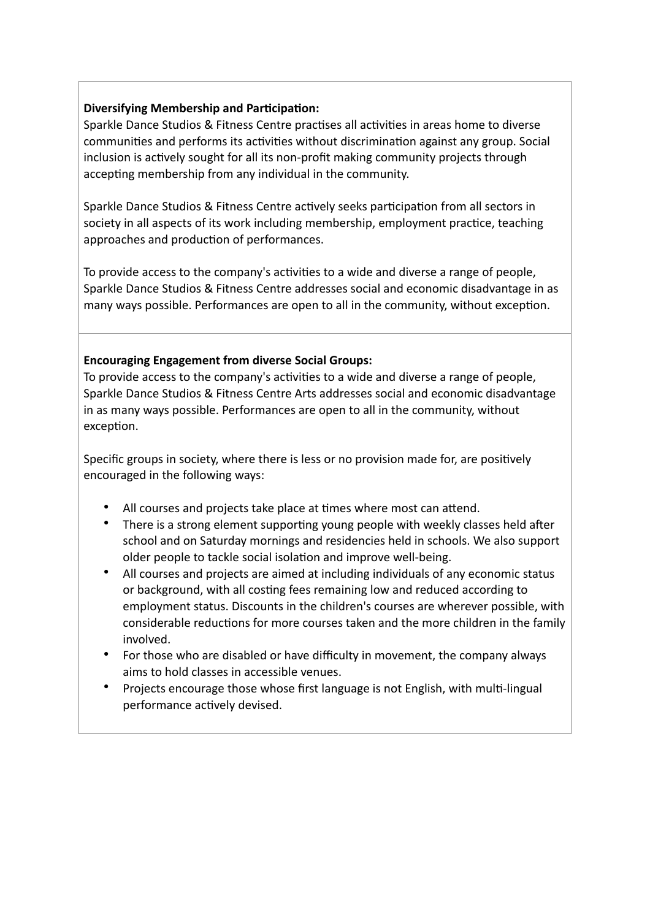**Diversifying Membership and Participation:**
Sparkle Dance Studios & Fitness Centre practises all activities in areas home to diverse communities and performs its activities without discrimination against any group. Social inclusion is actively sought for all its non-profit making community projects through accepting membership from any individual in the community.

Sparkle Dance Studios & Fitness Centre actively seeks participation from all sectors in society in all aspects of its work including membership, employment practice, teaching approaches and production of performances.

To provide access to the company's activities to a wide and diverse a range of people, Sparkle Dance Studios & Fitness Centre addresses social and economic disadvantage in as many ways possible. Performances are open to all in the community, without exception.

**Encouraging Engagement from diverse Social Groups:**
To provide access to the company's activities to a wide and diverse a range of people, Sparkle Dance Studios & Fitness Centre Arts addresses social and economic disadvantage in as many ways possible. Performances are open to all in the community, without exception.

Specific groups in society, where there is less or no provision made for, are positively encouraged in the following ways:

- All courses and projects take place at times where most can attend.
- There is a strong element supporting young people with weekly classes held after school and on Saturday mornings and residencies held in schools. We also support older people to tackle social isolation and improve well-being.
- All courses and projects are aimed at including individuals of any economic status or background, with all costing fees remaining low and reduced according to employment status. Discounts in the children's courses are wherever possible, with considerable reductions for more courses taken and the more children in the family involved.
- For those who are disabled or have difficulty in movement, the company always aims to hold classes in accessible venues.
- Projects encourage those whose first language is not English, with multi-lingual performance actively devised.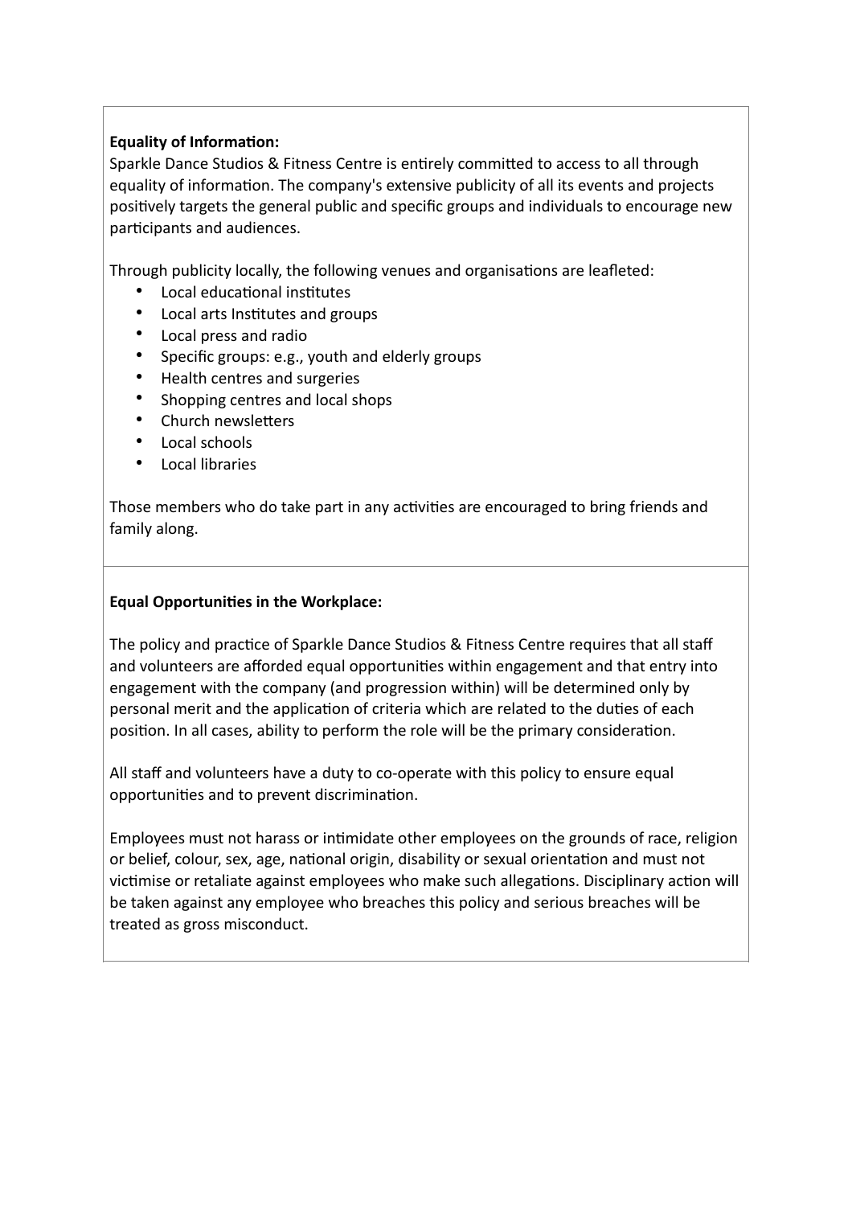**Equality of Information:**

Sparkle Dance Studios & Fitness Centre is entirely committed to access to all through equality of information. The company's extensive publicity of all its events and projects positively targets the general public and specific groups and individuals to encourage new participants and audiences.

Through publicity locally, the following venues and organisations are leafleted:

- Local educational institutes
- Local arts Institutes and groups
- Local press and radio
- Specific groups: e.g., youth and elderly groups
- Health centres and surgeries
- Shopping centres and local shops
- Church newsletters
- Local schools
- Local libraries

Those members who do take part in any activities are encouraged to bring friends and family along.

**Equal Opportunities in the Workplace:**

The policy and practice of Sparkle Dance Studios & Fitness Centre requires that all staff and volunteers are afforded equal opportunities within engagement and that entry into engagement with the company (and progression within) will be determined only by personal merit and the application of criteria which are related to the duties of each position. In all cases, ability to perform the role will be the primary consideration.

All staff and volunteers have a duty to co-operate with this policy to ensure equal opportunities and to prevent discrimination.

Employees must not harass or intimidate other employees on the grounds of race, religion or belief, colour, sex, age, national origin, disability or sexual orientation and must not victimise or retaliate against employees who make such allegations. Disciplinary action will be taken against any employee who breaches this policy and serious breaches will be treated as gross misconduct.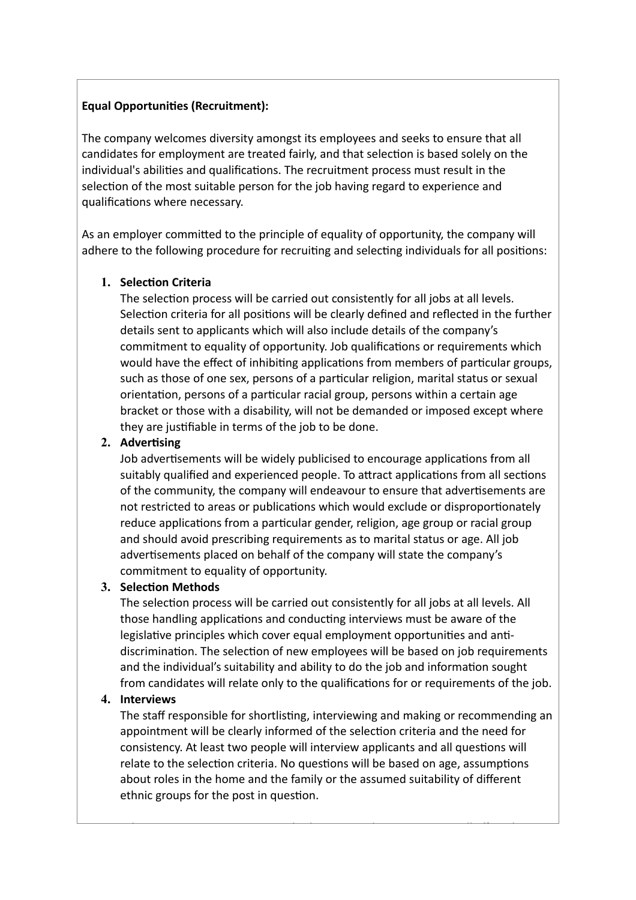**Equal Opportunities (Recruitment):**

The company welcomes diversity amongst its employees and seeks to ensure that all candidates for employment are treated fairly, and that selection is based solely on the individual's abilities and qualifications. The recruitment process must result in the selection of the most suitable person for the job having regard to experience and qualifications where necessary.

As an employer committed to the principle of equality of opportunity, the company will adhere to the following procedure for recruiting and selecting individuals for all positions:

1. **Selection Criteria**
   The selection process will be carried out consistently for all jobs at all levels. Selection criteria for all positions will be clearly defined and reflected in the further details sent to applicants which will also include details of the company's commitment to equality of opportunity. Job qualifications or requirements which would have the effect of inhibiting applications from members of particular groups, such as those of one sex, persons of a particular religion, marital status or sexual orientation, persons of a particular racial group, persons within a certain age bracket or those with a disability, will not be demanded or imposed except where they are justifiable in terms of the job to be done.
2. **Advertising**
   Job advertisements will be widely publicised to encourage applications from all suitably qualified and experienced people. To attract applications from all sections of the community, the company will endeavour to ensure that advertisements are not restricted to areas or publications which would exclude or disproportionately reduce applications from a particular gender, religion, age group or racial group and should avoid prescribing requirements as to marital status or age. All job advertisements placed on behalf of the company will state the company's commitment to equality of opportunity.
3. **Selection Methods**
   The selection process will be carried out consistently for all jobs at all levels. All those handling applications and conducting interviews must be aware of the legislative principles which cover equal employment opportunities and anti-discrimination. The selection of new employees will be based on job requirements and the individual's suitability and ability to do the job and information sought from candidates will relate only to the qualifications for or requirements of the job.
4. **Interviews**
   The staff responsible for shortlisting, interviewing and making or recommending an appointment will be clearly informed of the selection criteria and the need for consistency. At least two people will interview applicants and all questions will relate to the selection criteria. No questions will be based on age, assumptions about roles in the home and the family or the assumed suitability of different ethnic groups for the post in question.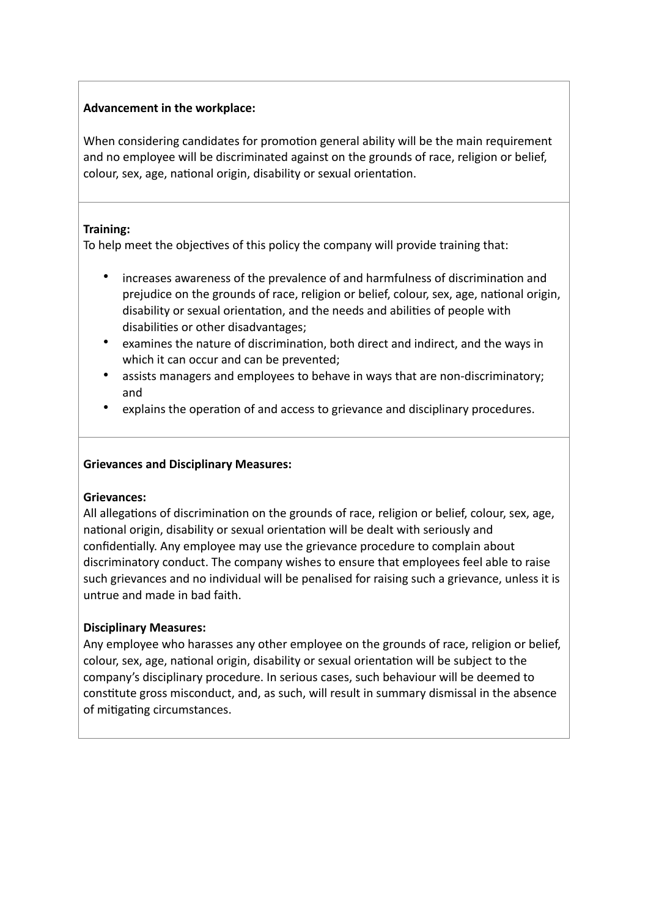**Advancement in the workplace:**

When considering candidates for promotion general ability will be the main requirement and no employee will be discriminated against on the grounds of race, religion or belief, colour, sex, age, national origin, disability or sexual orientation.

**Training:**

To help meet the objectives of this policy the company will provide training that:

- increases awareness of the prevalence of and harmfulness of discrimination and prejudice on the grounds of race, religion or belief, colour, sex, age, national origin, disability or sexual orientation, and the needs and abilities of people with disabilities or other disadvantages;
- examines the nature of discrimination, both direct and indirect, and the ways in which it can occur and can be prevented;
- assists managers and employees to behave in ways that are non-discriminatory; and
- explains the operation of and access to grievance and disciplinary procedures.

**Grievances and Disciplinary Measures:**

**Grievances:**

All allegations of discrimination on the grounds of race, religion or belief, colour, sex, age, national origin, disability or sexual orientation will be dealt with seriously and confidentially. Any employee may use the grievance procedure to complain about discriminatory conduct. The company wishes to ensure that employees feel able to raise such grievances and no individual will be penalised for raising such a grievance, unless it is untrue and made in bad faith.

**Disciplinary Measures:**

Any employee who harasses any other employee on the grounds of race, religion or belief, colour, sex, age, national origin, disability or sexual orientation will be subject to the company's disciplinary procedure. In serious cases, such behaviour will be deemed to constitute gross misconduct, and, as such, will result in summary dismissal in the absence of mitigating circumstances.